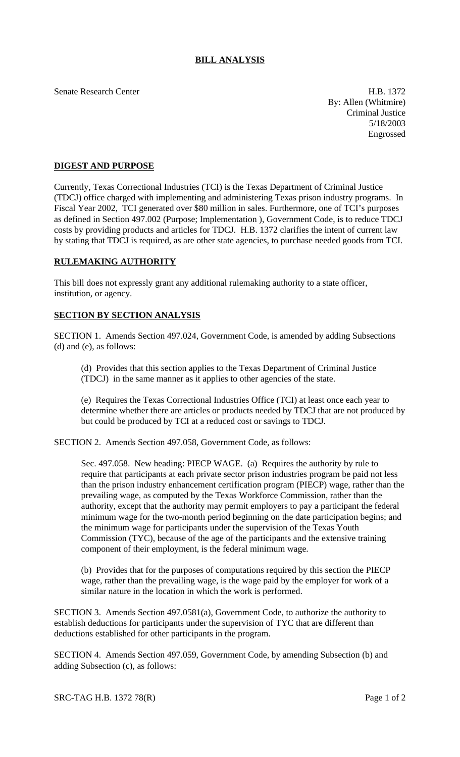# BILL ANALYSIS

Senate Research Center

H.B. 1372
By: Allen (Whitmire)
Criminal Justice
5/18/2003
Engrossed

## DIGEST AND PURPOSE

Currently, Texas Correctional Industries (TCI) is the Texas Department of Criminal Justice (TDCJ) office charged with implementing and administering Texas prison industry programs. In Fiscal Year 2002, TCI generated over $80 million in sales. Furthermore, one of TCI's purposes as defined in Section 497.002 (Purpose; Implementation ), Government Code, is to reduce TDCJ costs by providing products and articles for TDCJ. H.B. 1372 clarifies the intent of current law by stating that TDCJ is required, as are other state agencies, to purchase needed goods from TCI.

## RULEMAKING AUTHORITY

This bill does not expressly grant any additional rulemaking authority to a state officer, institution, or agency.

## SECTION BY SECTION ANALYSIS

SECTION 1. Amends Section 497.024, Government Code, is amended by adding Subsections (d) and (e), as follows:

(d) Provides that this section applies to the Texas Department of Criminal Justice (TDCJ) in the same manner as it applies to other agencies of the state.

(e) Requires the Texas Correctional Industries Office (TCI) at least once each year to determine whether there are articles or products needed by TDCJ that are not produced by but could be produced by TCI at a reduced cost or savings to TDCJ.

SECTION 2. Amends Section 497.058, Government Code, as follows:

Sec. 497.058. New heading: PIECP WAGE. (a) Requires the authority by rule to require that participants at each private sector prison industries program be paid not less than the prison industry enhancement certification program (PIECP) wage, rather than the prevailing wage, as computed by the Texas Workforce Commission, rather than the authority, except that the authority may permit employers to pay a participant the federal minimum wage for the two-month period beginning on the date participation begins; and the minimum wage for participants under the supervision of the Texas Youth Commission (TYC), because of the age of the participants and the extensive training component of their employment, is the federal minimum wage.

(b) Provides that for the purposes of computations required by this section the PIECP wage, rather than the prevailing wage, is the wage paid by the employer for work of a similar nature in the location in which the work is performed.

SECTION 3. Amends Section 497.0581(a), Government Code, to authorize the authority to establish deductions for participants under the supervision of TYC that are different than deductions established for other participants in the program.

SECTION 4. Amends Section 497.059, Government Code, by amending Subsection (b) and adding Subsection (c), as follows: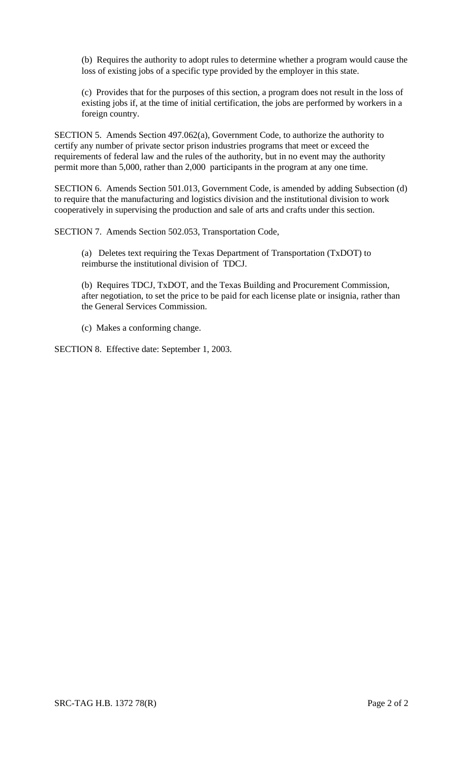(b) Requires the authority to adopt rules to determine whether a program would cause the loss of existing jobs of a specific type provided by the employer in this state.

(c) Provides that for the purposes of this section, a program does not result in the loss of existing jobs if, at the time of initial certification, the jobs are performed by workers in a foreign country.

SECTION 5. Amends Section 497.062(a), Government Code, to authorize the authority to certify any number of private sector prison industries programs that meet or exceed the requirements of federal law and the rules of the authority, but in no event may the authority permit more than 5,000, rather than 2,000 participants in the program at any one time.

SECTION 6. Amends Section 501.013, Government Code, is amended by adding Subsection (d) to require that the manufacturing and logistics division and the institutional division to work cooperatively in supervising the production and sale of arts and crafts under this section.

SECTION 7. Amends Section 502.053, Transportation Code,

(a) Deletes text requiring the Texas Department of Transportation (TxDOT) to reimburse the institutional division of TDCJ.

(b) Requires TDCJ, TxDOT, and the Texas Building and Procurement Commission, after negotiation, to set the price to be paid for each license plate or insignia, rather than the General Services Commission.

(c) Makes a conforming change.

SECTION 8. Effective date: September 1, 2003.